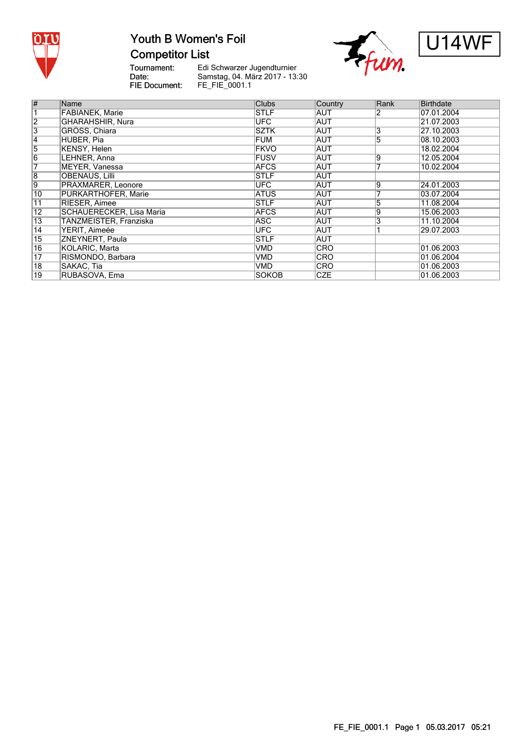# Youth B Women's Foil

## Competitor List

**U14WF**

Tournament: Edi Schwarzer Jugendturnier
Date: Samstag, 04. März 2017 - 13:30
FIE Document: FE_FIE_0001.1

| # | Name | Clubs | Country | Rank | Birthdate |
|---|---|---|---|---|---|
| 1 | FABIANEK, Marie | STLF | AUT | 2 | 07.01.2004 |
| 2 | GHARAHSHIR, Nura | UFC | AUT | | 21.07.2003 |
| 3 | GRÖSS, Chiara | SZTK | AUT | 3 | 27.10.2003 |
| 4 | HUBER, Pia | FUM | AUT | 5 | 08.10.2003 |
| 5 | KENSY, Helen | FKVO | AUT | | 18.02.2004 |
| 6 | LEHNER, Anna | FUSV | AUT | 9 | 12.05.2004 |
| 7 | MEYER, Vanessa | AFCS | AUT | 7 | 10.02.2004 |
| 8 | OBENAUS, Lilli | STLF | AUT | | |
| 9 | PRAXMARER, Leonore | UFC | AUT | 9 | 24.01.2003 |
| 10 | PURKARTHOFER, Marie | ATUS | AUT | 7 | 03.07.2004 |
| 11 | RIESER, Aimee | STLF | AUT | 5 | 11.08.2004 |
| 12 | SCHAUERECKER, Lisa Maria | AFCS | AUT | 9 | 15.06.2003 |
| 13 | TANZMEISTER, Franziska | ASC | AUT | 3 | 11.10.2004 |
| 14 | YERIT, Aimeée | UFC | AUT | 1 | 29.07.2003 |
| 15 | ZNEYNERT, Paula | STLF | AUT | | |
| 16 | KOLARIC, Marta | VMD | CRO | | 01.06.2003 |
| 17 | RISMONDO, Barbara | VMD | CRO | | 01.06.2004 |
| 18 | SAKAC, Tia | VMD | CRO | | 01.06.2003 |
| 19 | RUBASOVA, Ema | SOKOB | CZE | | 01.06.2003 |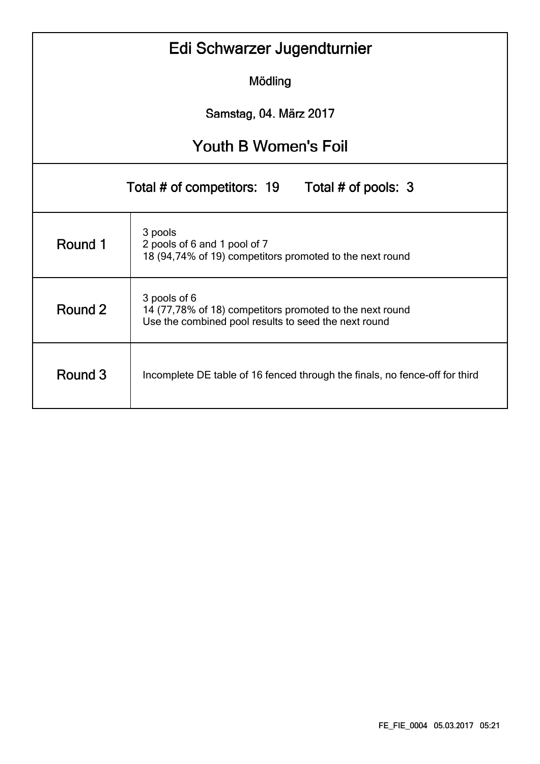# Edi Schwarzer Jugendturnier

Mödling

Samstag, 04. März 2017

## Youth B Women's Foil

Total # of competitors: 19 Total # of pools: 3

| Round | Details |
|---|---|
| Round 1 | 3 pools<br>2 pools of 6 and 1 pool of 7<br>18 (94,74% of 19) competitors promoted to the next round |
| Round 2 | 3 pools of 6<br>14 (77,78% of 18) competitors promoted to the next round<br>Use the combined pool results to seed the next round |
| Round 3 | Incomplete DE table of 16 fenced through the finals, no fence-off for third |

FE_FIE_0004 05.03.2017 05:21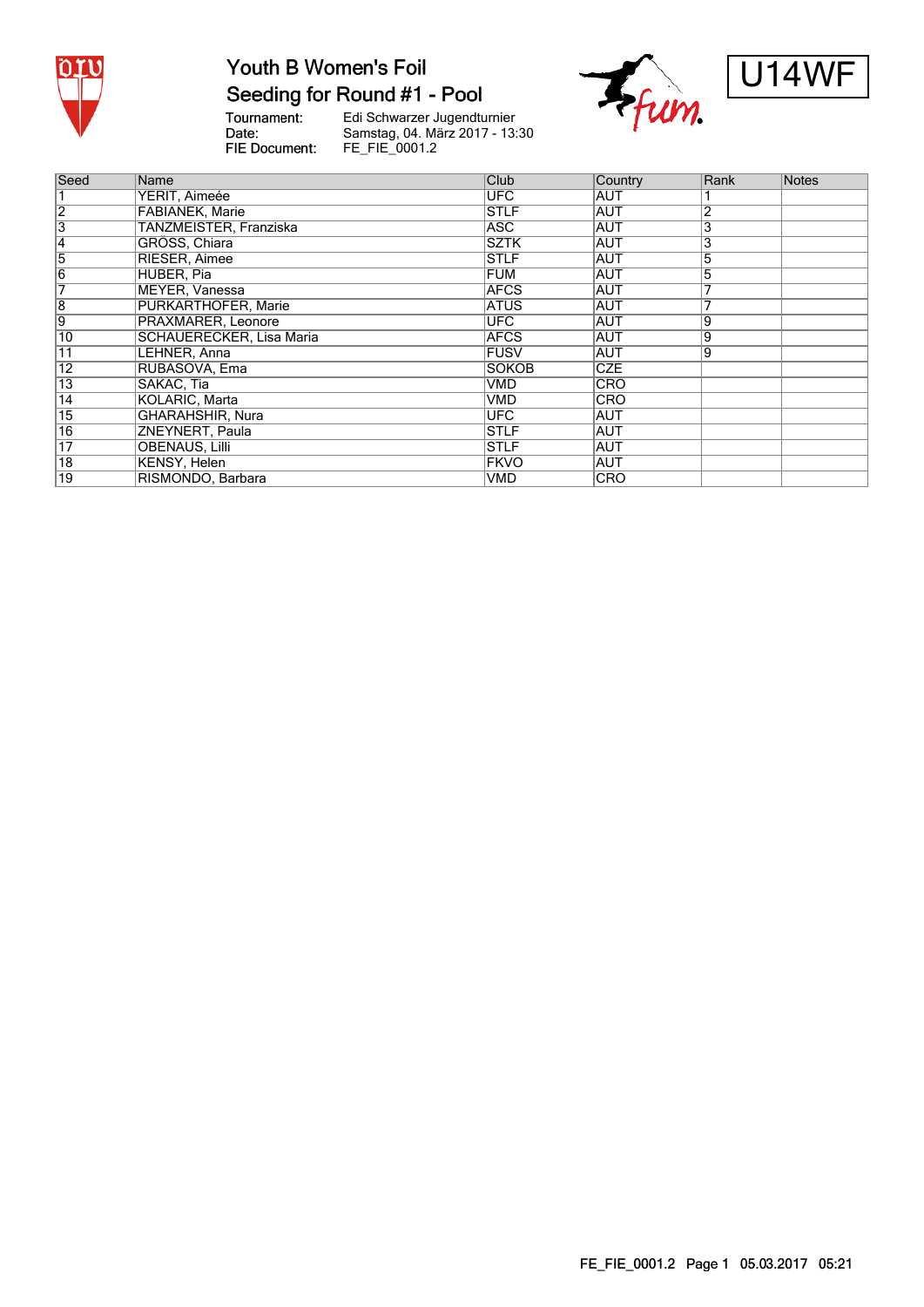# Youth B Women's Foil

## Seeding for Round #1 - Pool

U14WF

Tournament: Edi Schwarzer Jugendturnier
Date: Samstag, 04. März 2017 - 13:30
FIE Document: FE_FIE_0001.2

| Seed | Name | Club | Country | Rank | Notes |
|---|---|---|---|---|---|
| 1 | YERIT, Aimeée | UFC | AUT | 1 | |
| 2 | FABIANEK, Marie | STLF | AUT | 2 | |
| 3 | TANZMEISTER, Franziska | ASC | AUT | 3 | |
| 4 | GRÖSS, Chiara | SZTK | AUT | 3 | |
| 5 | RIESER, Aimee | STLF | AUT | 5 | |
| 6 | HUBER, Pia | FUM | AUT | 5 | |
| 7 | MEYER, Vanessa | AFCS | AUT | 7 | |
| 8 | PURKARTHOFER, Marie | ATUS | AUT | 7 | |
| 9 | PRAXMARER, Leonore | UFC | AUT | 9 | |
| 10 | SCHAUERECKER, Lisa Maria | AFCS | AUT | 9 | |
| 11 | LEHNER, Anna | FUSV | AUT | 9 | |
| 12 | RUBASOVA, Ema | SOKOB | CZE | | |
| 13 | SAKAC, Tia | VMD | CRO | | |
| 14 | KOLARIC, Marta | VMD | CRO | | |
| 15 | GHARAHSHIR, Nura | UFC | AUT | | |
| 16 | ZNEYNERT, Paula | STLF | AUT | | |
| 17 | OBENAUS, Lilli | STLF | AUT | | |
| 18 | KENSY, Helen | FKVO | AUT | | |
| 19 | RISMONDO, Barbara | VMD | CRO | | |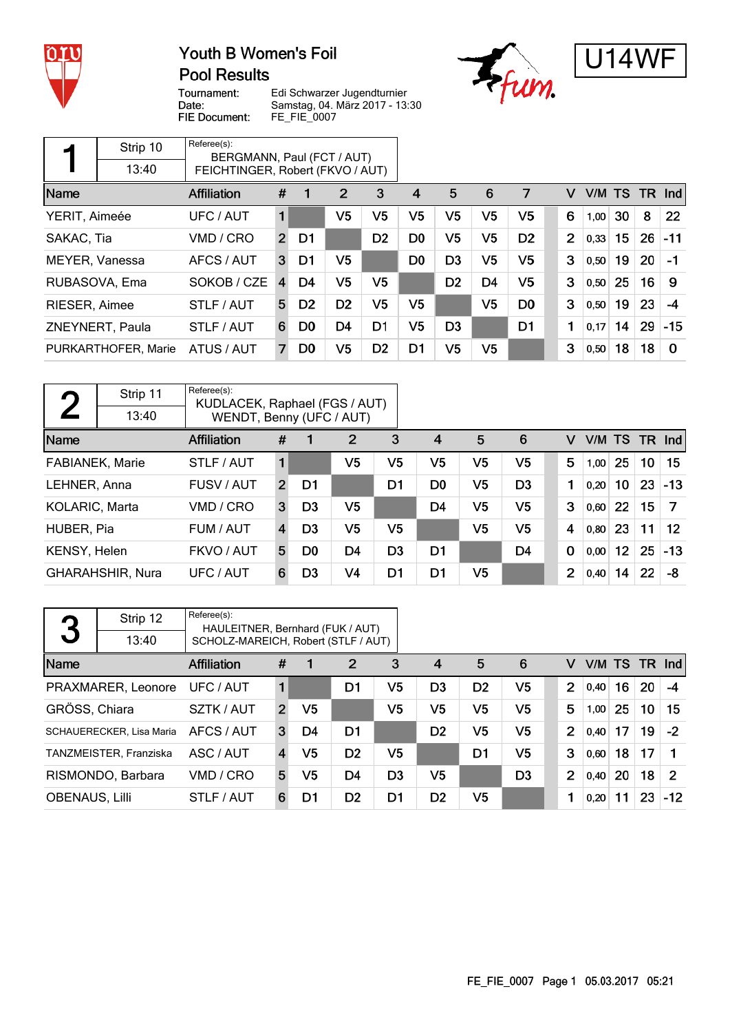# Youth B Women's Foil
## Pool Results

U14WF

Tournament: Edi Schwarzer Jugendturnier
Date: Samstag, 04. März 2017 - 13:30
FIE Document: FE_FIE_0007

### Pool 1

Strip 10 — 13:40

Referee(s):
BERGMANN, Paul (FCT / AUT)
FEICHTINGER, Robert (FKVO / AUT)

| Name | Affiliation | # | 1 | 2 | 3 | 4 | 5 | 6 | 7 | V | V/M | TS | TR | Ind |
|---|---|---|---|---|---|---|---|---|---|---|---|---|---|---|
| YERIT, Aimeée | UFC / AUT | 1 | | V5 | V5 | V5 | V5 | V5 | V5 | 6 | 1,00 | 30 | 8 | 22 |
| SAKAC, Tia | VMD / CRO | 2 | D1 | | D2 | D0 | V5 | V5 | D2 | 2 | 0,33 | 15 | 26 | -11 |
| MEYER, Vanessa | AFCS / AUT | 3 | D1 | V5 | | D0 | D3 | V5 | V5 | 3 | 0,50 | 19 | 20 | -1 |
| RUBASOVA, Ema | SOKOB / CZE | 4 | D4 | V5 | V5 | | D2 | D4 | V5 | 3 | 0,50 | 25 | 16 | 9 |
| RIESER, Aimee | STLF / AUT | 5 | D2 | D2 | V5 | V5 | | V5 | D0 | 3 | 0,50 | 19 | 23 | -4 |
| ZNEYNERT, Paula | STLF / AUT | 6 | D0 | D4 | D1 | V5 | D3 | | D1 | 1 | 0,17 | 14 | 29 | -15 |
| PURKARTHOFER, Marie | ATUS / AUT | 7 | D0 | V5 | D2 | D1 | V5 | V5 | | 3 | 0,50 | 18 | 18 | 0 |

### Pool 2

Strip 11 — 13:40

Referee(s):
KUDLACEK, Raphael (FGS / AUT)
WENDT, Benny (UFC / AUT)

| Name | Affiliation | # | 1 | 2 | 3 | 4 | 5 | 6 | V | V/M | TS | TR | Ind |
|---|---|---|---|---|---|---|---|---|---|---|---|---|---|
| FABIANEK, Marie | STLF / AUT | 1 | | V5 | V5 | V5 | V5 | V5 | 5 | 1,00 | 25 | 10 | 15 |
| LEHNER, Anna | FUSV / AUT | 2 | D1 | | D1 | D0 | V5 | D3 | 1 | 0,20 | 10 | 23 | -13 |
| KOLARIC, Marta | VMD / CRO | 3 | D3 | V5 | | D4 | V5 | V5 | 3 | 0,60 | 22 | 15 | 7 |
| HUBER, Pia | FUM / AUT | 4 | D3 | V5 | V5 | | V5 | V5 | 4 | 0,80 | 23 | 11 | 12 |
| KENSY, Helen | FKVO / AUT | 5 | D0 | D4 | D3 | D1 | | D4 | 0 | 0,00 | 12 | 25 | -13 |
| GHARAHSHIR, Nura | UFC / AUT | 6 | D3 | V4 | D1 | D1 | V5 | | 2 | 0,40 | 14 | 22 | -8 |

### Pool 3

Strip 12 — 13:40

Referee(s):
HAULEITNER, Bernhard (FUK / AUT)
SCHOLZ-MAREICH, Robert (STLF / AUT)

| Name | Affiliation | # | 1 | 2 | 3 | 4 | 5 | 6 | V | V/M | TS | TR | Ind |
|---|---|---|---|---|---|---|---|---|---|---|---|---|---|
| PRAXMARER, Leonore | UFC / AUT | 1 | | D1 | V5 | D3 | D2 | V5 | 2 | 0,40 | 16 | 20 | -4 |
| GRÖSS, Chiara | SZTK / AUT | 2 | V5 | | V5 | V5 | V5 | V5 | 5 | 1,00 | 25 | 10 | 15 |
| SCHAUERECKER, Lisa Maria | AFCS / AUT | 3 | D4 | D1 | | D2 | V5 | V5 | 2 | 0,40 | 17 | 19 | -2 |
| TANZMEISTER, Franziska | ASC / AUT | 4 | V5 | D2 | V5 | | D1 | V5 | 3 | 0,60 | 18 | 17 | 1 |
| RISMONDO, Barbara | VMD / CRO | 5 | V5 | D4 | D3 | V5 | | D3 | 2 | 0,40 | 20 | 18 | 2 |
| OBENAUS, Lilli | STLF / AUT | 6 | D1 | D2 | D1 | D2 | V5 | | 1 | 0,20 | 11 | 23 | -12 |

FE_FIE_0007 Page 1 05.03.2017 05:21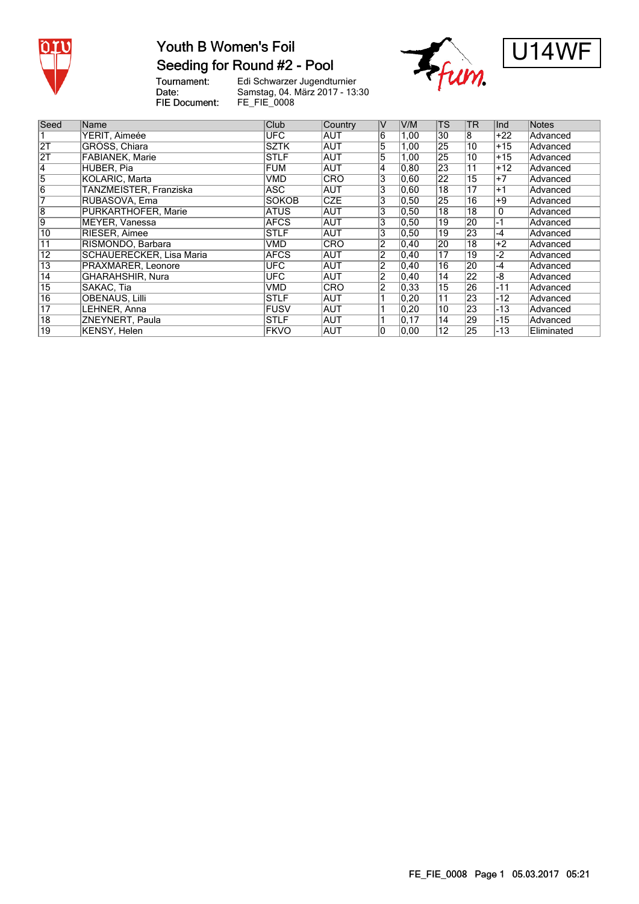# Youth B Women's Foil

## Seeding for Round #2 - Pool

U14WF

Tournament: Edi Schwarzer Jugendturnier
Date: Samstag, 04. März 2017 - 13:30
FIE Document: FE_FIE_0008

| Seed | Name | Club | Country | V | V/M | TS | TR | Ind | Notes |
|---|---|---|---|---|---|---|---|---|---|
| 1 | YERIT, Aimeée | UFC | AUT | 6 | 1,00 | 30 | 8 | +22 | Advanced |
| 2T | GRÖSS, Chiara | SZTK | AUT | 5 | 1,00 | 25 | 10 | +15 | Advanced |
| 2T | FABIANEK, Marie | STLF | AUT | 5 | 1,00 | 25 | 10 | +15 | Advanced |
| 4 | HUBER, Pia | FUM | AUT | 4 | 0,80 | 23 | 11 | +12 | Advanced |
| 5 | KOLARIC, Marta | VMD | CRO | 3 | 0,60 | 22 | 15 | +7 | Advanced |
| 6 | TANZMEISTER, Franziska | ASC | AUT | 3 | 0,60 | 18 | 17 | +1 | Advanced |
| 7 | RUBASOVA, Ema | SOKOB | CZE | 3 | 0,50 | 25 | 16 | +9 | Advanced |
| 8 | PURKARTHOFER, Marie | ATUS | AUT | 3 | 0,50 | 18 | 18 | 0 | Advanced |
| 9 | MEYER, Vanessa | AFCS | AUT | 3 | 0,50 | 19 | 20 | -1 | Advanced |
| 10 | RIESER, Aimee | STLF | AUT | 3 | 0,50 | 19 | 23 | -4 | Advanced |
| 11 | RISMONDO, Barbara | VMD | CRO | 2 | 0,40 | 20 | 18 | +2 | Advanced |
| 12 | SCHAUERECKER, Lisa Maria | AFCS | AUT | 2 | 0,40 | 17 | 19 | -2 | Advanced |
| 13 | PRAXMARER, Leonore | UFC | AUT | 2 | 0,40 | 16 | 20 | -4 | Advanced |
| 14 | GHARAHSHIR, Nura | UFC | AUT | 2 | 0,40 | 14 | 22 | -8 | Advanced |
| 15 | SAKAC, Tia | VMD | CRO | 2 | 0,33 | 15 | 26 | -11 | Advanced |
| 16 | OBENAUS, Lilli | STLF | AUT | 1 | 0,20 | 11 | 23 | -12 | Advanced |
| 17 | LEHNER, Anna | FUSV | AUT | 1 | 0,20 | 10 | 23 | -13 | Advanced |
| 18 | ZNEYNERT, Paula | STLF | AUT | 1 | 0,17 | 14 | 29 | -15 | Advanced |
| 19 | KENSY, Helen | FKVO | AUT | 0 | 0,00 | 12 | 25 | -13 | Eliminated |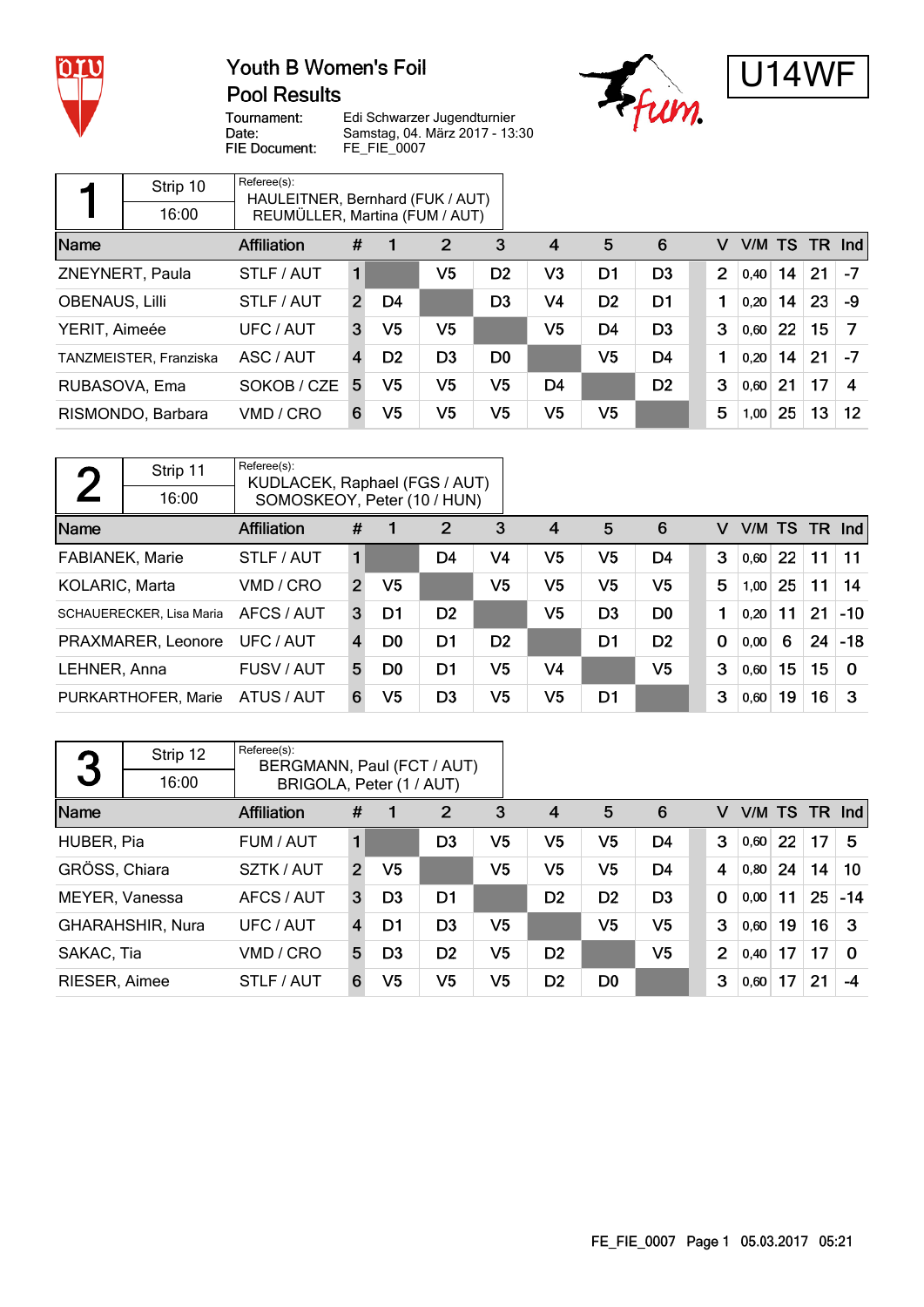# Youth B Women's Foil
## Pool Results

Tournament: Edi Schwarzer Jugendturnier
Date: Samstag, 04. März 2017 - 13:30
FIE Document: FE_FIE_0007

**U14WF**

| 1 | Strip 10 | Referee(s): |
|---|---|---|
| | 16:00 | HAULEITNER, Bernhard (FUK / AUT)<br>REUMÜLLER, Martina (FUM / AUT) |

| Name | Affiliation | # | 1 | 2 | 3 | 4 | 5 | 6 | V | V/M | TS | TR | Ind |
|---|---|---|---|---|---|---|---|---|---|---|---|---|---|
| ZNEYNERT, Paula | STLF / AUT | 1 | | V5 | D2 | V3 | D1 | D3 | 2 | 0,40 | 14 | 21 | -7 |
| OBENAUS, Lilli | STLF / AUT | 2 | D4 | | D3 | V4 | D2 | D1 | 1 | 0,20 | 14 | 23 | -9 |
| YERIT, Aimeée | UFC / AUT | 3 | V5 | V5 | | V5 | D4 | D3 | 3 | 0,60 | 22 | 15 | 7 |
| TANZMEISTER, Franziska | ASC / AUT | 4 | D2 | D3 | D0 | | V5 | D4 | 1 | 0,20 | 14 | 21 | -7 |
| RUBASOVA, Ema | SOKOB / CZE | 5 | V5 | V5 | V5 | D4 | | D2 | 3 | 0,60 | 21 | 17 | 4 |
| RISMONDO, Barbara | VMD / CRO | 6 | V5 | V5 | V5 | V5 | V5 | | 5 | 1,00 | 25 | 13 | 12 |

| 2 | Strip 11 | Referee(s): |
|---|---|---|
| | 16:00 | KUDLACEK, Raphael (FGS / AUT)<br>SOMOSKEOY, Peter (10 / HUN) |

| Name | Affiliation | # | 1 | 2 | 3 | 4 | 5 | 6 | V | V/M | TS | TR | Ind |
|---|---|---|---|---|---|---|---|---|---|---|---|---|---|
| FABIANEK, Marie | STLF / AUT | 1 | | D4 | V4 | V5 | V5 | D4 | 3 | 0,60 | 22 | 11 | 11 |
| KOLARIC, Marta | VMD / CRO | 2 | V5 | | V5 | V5 | V5 | V5 | 5 | 1,00 | 25 | 11 | 14 |
| SCHAUERECKER, Lisa Maria | AFCS / AUT | 3 | D1 | D2 | | V5 | D3 | D0 | 1 | 0,20 | 11 | 21 | -10 |
| PRAXMARER, Leonore | UFC / AUT | 4 | D0 | D1 | D2 | | D1 | D2 | 0 | 0,00 | 6 | 24 | -18 |
| LEHNER, Anna | FUSV / AUT | 5 | D0 | D1 | V5 | V4 | | V5 | 3 | 0,60 | 15 | 15 | 0 |
| PURKARTHOFER, Marie | ATUS / AUT | 6 | V5 | D3 | V5 | V5 | D1 | | 3 | 0,60 | 19 | 16 | 3 |

| 3 | Strip 12 | Referee(s): |
|---|---|---|
| | 16:00 | BERGMANN, Paul (FCT / AUT)<br>BRIGOLA, Peter (1 / AUT) |

| Name | Affiliation | # | 1 | 2 | 3 | 4 | 5 | 6 | V | V/M | TS | TR | Ind |
|---|---|---|---|---|---|---|---|---|---|---|---|---|---|
| HUBER, Pia | FUM / AUT | 1 | | D3 | V5 | V5 | V5 | D4 | 3 | 0,60 | 22 | 17 | 5 |
| GRÖSS, Chiara | SZTK / AUT | 2 | V5 | | V5 | V5 | V5 | D4 | 4 | 0,80 | 24 | 14 | 10 |
| MEYER, Vanessa | AFCS / AUT | 3 | D3 | D1 | | D2 | D2 | D3 | 0 | 0,00 | 11 | 25 | -14 |
| GHARAHSHIR, Nura | UFC / AUT | 4 | D1 | D3 | V5 | | V5 | V5 | 3 | 0,60 | 19 | 16 | 3 |
| SAKAC, Tia | VMD / CRO | 5 | D3 | D2 | V5 | D2 | | V5 | 2 | 0,40 | 17 | 17 | 0 |
| RIESER, Aimee | STLF / AUT | 6 | V5 | V5 | V5 | D2 | D0 | | 3 | 0,60 | 17 | 21 | -4 |

FE_FIE_0007 Page 1 05.03.2017 05:21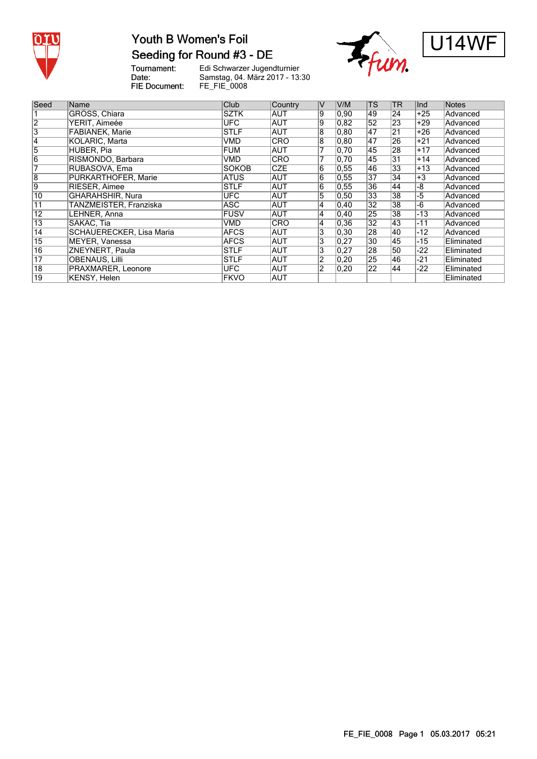# Youth B Women's Foil

## Seeding for Round #3 - DE

U14WF

Tournament: Edi Schwarzer Jugendturnier
Date: Samstag, 04. März 2017 - 13:30
FIE Document: FE_FIE_0008

| Seed | Name | Club | Country | V | V/M | TS | TR | Ind | Notes |
|---|---|---|---|---|---|---|---|---|---|
| 1 | GROSS, Chiara | SZTK | AUT | 9 | 0,90 | 49 | 24 | +25 | Advanced |
| 2 | YERIT, Aimeée | UFC | AUT | 9 | 0,82 | 52 | 23 | +29 | Advanced |
| 3 | FABIANEK, Marie | STLF | AUT | 8 | 0,80 | 47 | 21 | +26 | Advanced |
| 4 | KOLARIC, Marta | VMD | CRO | 8 | 0,80 | 47 | 26 | +21 | Advanced |
| 5 | HUBER, Pia | FUM | AUT | 7 | 0,70 | 45 | 28 | +17 | Advanced |
| 6 | RISMONDO, Barbara | VMD | CRO | 7 | 0,70 | 45 | 31 | +14 | Advanced |
| 7 | RUBASOVA, Ema | SOKOB | CZE | 6 | 0,55 | 46 | 33 | +13 | Advanced |
| 8 | PURKARTHOFER, Marie | ATUS | AUT | 6 | 0,55 | 37 | 34 | +3 | Advanced |
| 9 | RIESER, Aimee | STLF | AUT | 6 | 0,55 | 36 | 44 | -8 | Advanced |
| 10 | GHARAHSHIR, Nura | UFC | AUT | 5 | 0,50 | 33 | 38 | -5 | Advanced |
| 11 | TANZMEISTER, Franziska | ASC | AUT | 4 | 0,40 | 32 | 38 | -6 | Advanced |
| 12 | LEHNER, Anna | FUSV | AUT | 4 | 0,40 | 25 | 38 | -13 | Advanced |
| 13 | SAKAC, Tia | VMD | CRO | 4 | 0,36 | 32 | 43 | -11 | Advanced |
| 14 | SCHAUERECKER, Lisa Maria | AFCS | AUT | 3 | 0,30 | 28 | 40 | -12 | Advanced |
| 15 | MEYER, Vanessa | AFCS | AUT | 3 | 0,27 | 30 | 45 | -15 | Eliminated |
| 16 | ZNEYNERT, Paula | STLF | AUT | 3 | 0,27 | 28 | 50 | -22 | Eliminated |
| 17 | OBENAUS, Lilli | STLF | AUT | 2 | 0,20 | 25 | 46 | -21 | Eliminated |
| 18 | PRAXMARER, Leonore | UFC | AUT | 2 | 0,20 | 22 | 44 | -22 | Eliminated |
| 19 | KENSY, Helen | FKVO | AUT | | | | | | Eliminated |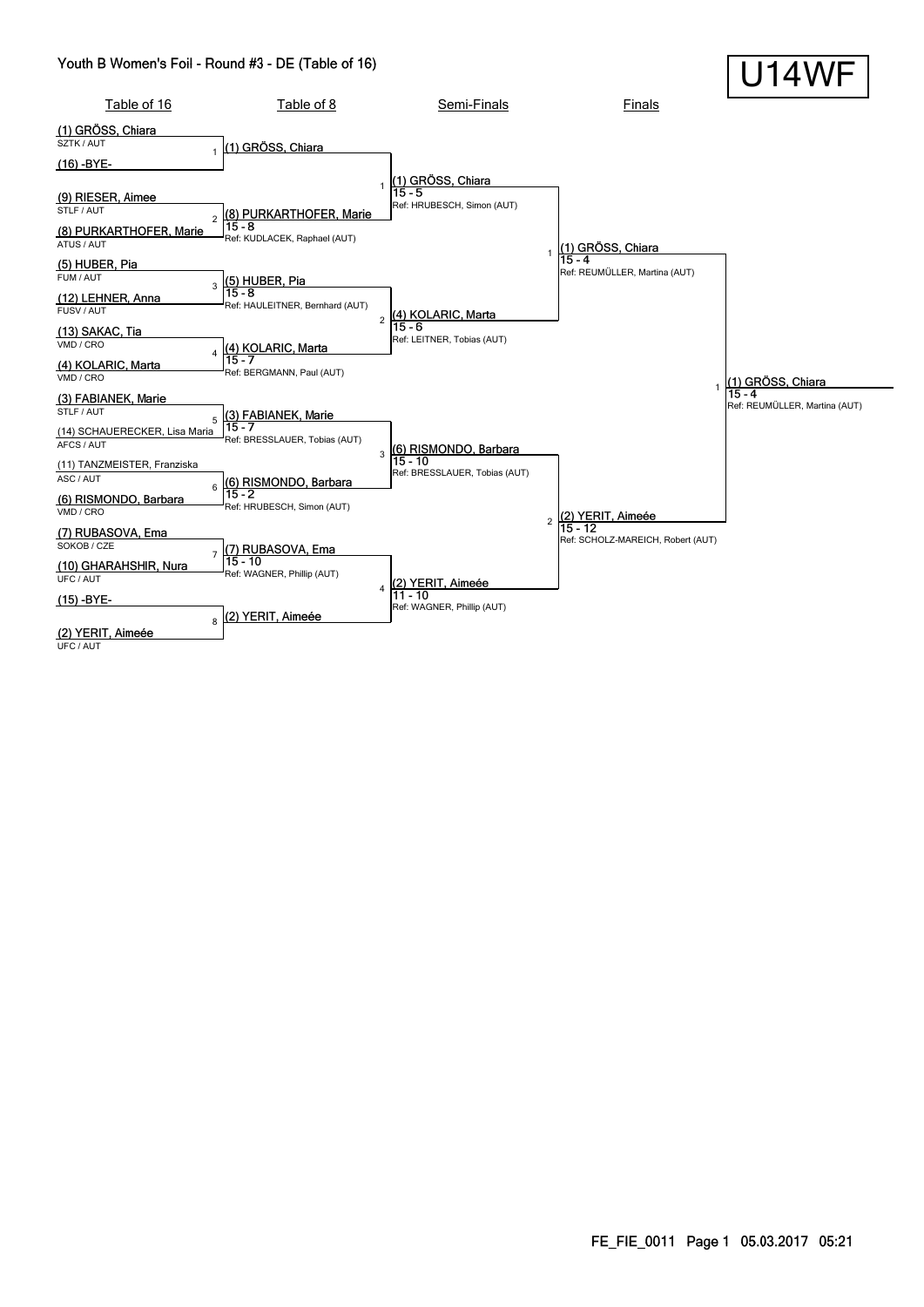# Youth B Women's Foil - Round #3 - DE (Table of 16)

**U14WF**

## Table of 16

| Seed | Name | Club / Nation |
|---|---|---|
| (1) | GRÖSS, Chiara | SZTK / AUT |
| (16) | -BYE- | |
| (9) | RIESER, Aimee | STLF / AUT |
| (8) | PURKARTHOFER, Marie | ATUS / AUT |
| (5) | HUBER, Pia | FUM / AUT |
| (12) | LEHNER, Anna | FUSV / AUT |
| (13) | SAKAC, Tia | VMD / CRO |
| (4) | KOLARIC, Marta | VMD / CRO |
| (3) | FABIANEK, Marie | STLF / AUT |
| (14) | SCHAUERECKER, Lisa Maria | AFCS / AUT |
| (11) | TANZMEISTER, Franziska | ASC / AUT |
| (6) | RISMONDO, Barbara | VMD / CRO |
| (7) | RUBASOVA, Ema | SOKOB / CZE |
| (10) | GHARAHSHIR, Nura | UFC / AUT |
| (15) | -BYE- | |
| (2) | YERIT, Aimeée | UFC / AUT |

## Table of 8

| Bout | Winner | Score | Referee |
|---|---|---|---|
| 1 | (1) GRÖSS, Chiara | | |
| 2 | (8) PURKARTHOFER, Marie | 15 - 8 | Ref: KUDLACEK, Raphael (AUT) |
| 3 | (5) HUBER, Pia | 15 - 8 | Ref: HAULEITNER, Bernhard (AUT) |
| 4 | (4) KOLARIC, Marta | 15 - 7 | Ref: BERGMANN, Paul (AUT) |
| 5 | (3) FABIANEK, Marie | 15 - 7 | Ref: BRESSLAUER, Tobias (AUT) |
| 6 | (6) RISMONDO, Barbara | 15 - 2 | Ref: HRUBESCH, Simon (AUT) |
| 7 | (7) RUBASOVA, Ema | 15 - 10 | Ref: WAGNER, Phillip (AUT) |
| 8 | (2) YERIT, Aimeée | | |

## Quarter-Finals (Table of 8 results)

| Bout | Winner | Score | Referee |
|---|---|---|---|
| 1 | (1) GRÖSS, Chiara | 15 - 5 | Ref: HRUBESCH, Simon (AUT) |
| 2 | (4) KOLARIC, Marta | 15 - 6 | Ref: LEITNER, Tobias (AUT) |
| 3 | (6) RISMONDO, Barbara | 15 - 10 | Ref: BRESSLAUER, Tobias (AUT) |
| 4 | (2) YERIT, Aimeée | 11 - 10 | Ref: WAGNER, Phillip (AUT) |

## Semi-Finals

| Bout | Winner | Score | Referee |
|---|---|---|---|
| 1 | (1) GRÖSS, Chiara | 15 - 4 | Ref: REUMÜLLER, Martina (AUT) |
| 2 | (2) YERIT, Aimeée | 15 - 12 | Ref: SCHOLZ-MAREICH, Robert (AUT) |

## Finals

| Bout | Winner | Score | Referee |
|---|---|---|---|
| 1 | (1) GRÖSS, Chiara | 15 - 4 | Ref: REUMÜLLER, Martina (AUT) |

FE_FIE_0011 Page 1 05.03.2017 05:21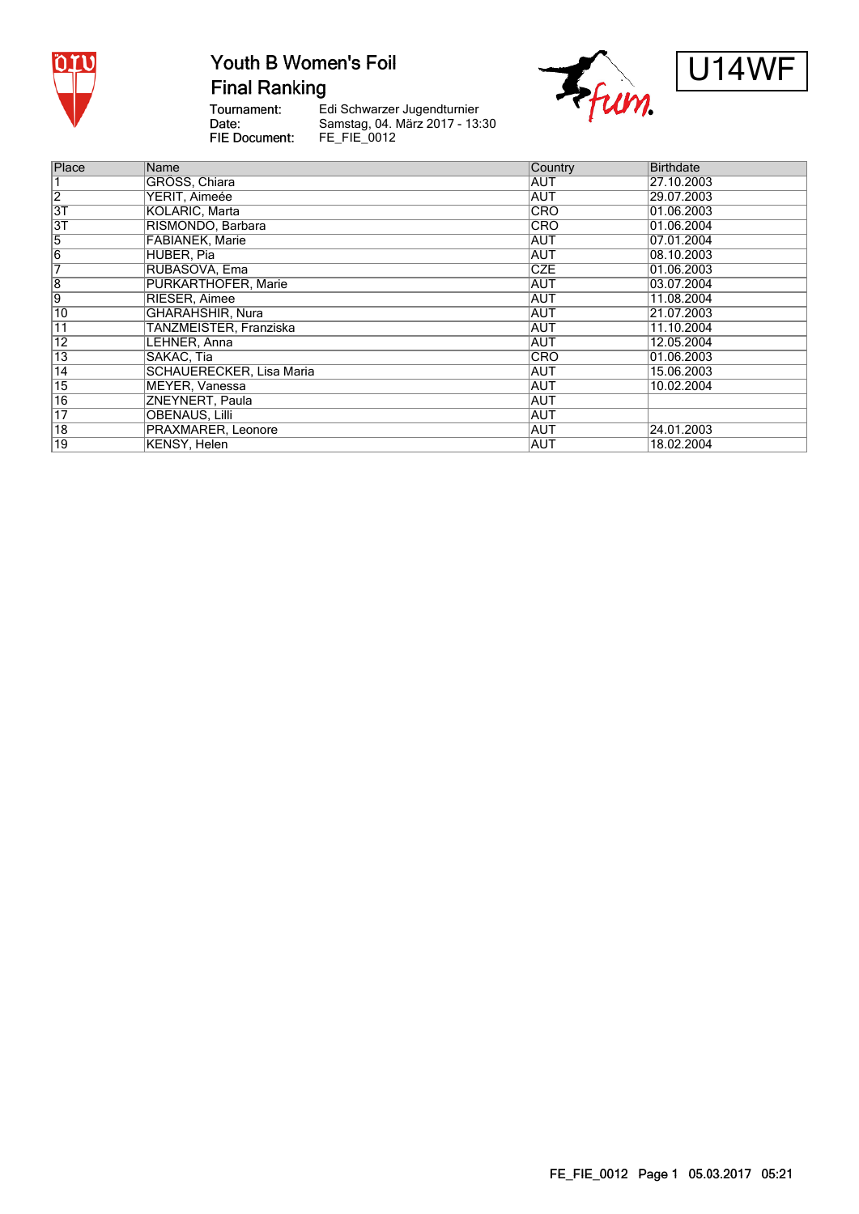# Youth B Women's Foil

## Final Ranking

U14WF

Tournament: Edi Schwarzer Jugendturnier
Date: Samstag, 04. März 2017 - 13:30
FIE Document: FE_FIE_0012

| Place | Name | Country | Birthdate |
|---|---|---|---|
| 1 | GROSS, Chiara | AUT | 27.10.2003 |
| 2 | YERIT, Aimeée | AUT | 29.07.2003 |
| 3T | KOLARIC, Marta | CRO | 01.06.2003 |
| 3T | RISMONDO, Barbara | CRO | 01.06.2004 |
| 5 | FABIANEK, Marie | AUT | 07.01.2004 |
| 6 | HUBER, Pia | AUT | 08.10.2003 |
| 7 | RUBASOVA, Ema | CZE | 01.06.2003 |
| 8 | PURKARTHOFER, Marie | AUT | 03.07.2004 |
| 9 | RIESER, Aimee | AUT | 11.08.2004 |
| 10 | GHARAHSHIR, Nura | AUT | 21.07.2003 |
| 11 | TANZMEISTER, Franziska | AUT | 11.10.2004 |
| 12 | LEHNER, Anna | AUT | 12.05.2004 |
| 13 | SAKAC, Tia | CRO | 01.06.2003 |
| 14 | SCHAUERECKER, Lisa Maria | AUT | 15.06.2003 |
| 15 | MEYER, Vanessa | AUT | 10.02.2004 |
| 16 | ZNEYNERT, Paula | AUT | |
| 17 | OBENAUS, Lilli | AUT | |
| 18 | PRAXMARER, Leonore | AUT | 24.01.2003 |
| 19 | KENSY, Helen | AUT | 18.02.2004 |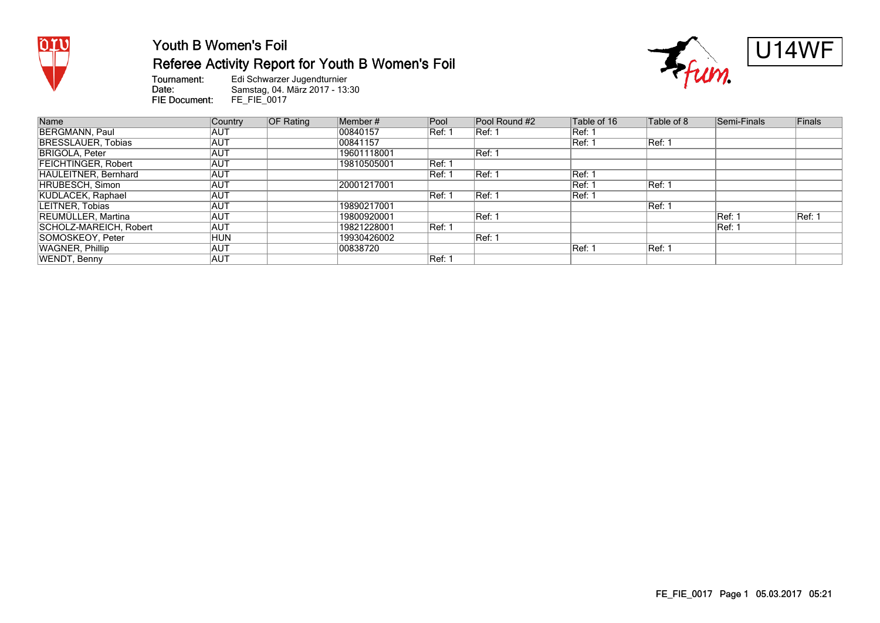# Youth B Women's Foil

## Referee Activity Report for Youth B Women's Foil

**Tournament:** Edi Schwarzer Jugendturnier
**Date:** Samstag, 04. März 2017 - 13:30
**FIE Document:** FE_FIE_0017

U14WF

| Name | Country | OF Rating | Member # | Pool | Pool Round #2 | Table of 16 | Table of 8 | Semi-Finals | Finals |
|---|---|---|---|---|---|---|---|---|---|
| BERGMANN, Paul | AUT | | 00840157 | Ref: 1 | Ref: 1 | Ref: 1 | | | |
| BRESSLAUER, Tobias | AUT | | 00841157 | | | Ref: 1 | Ref: 1 | | |
| BRIGOLA, Peter | AUT | | 19601118001 | | Ref: 1 | | | | |
| FEICHTINGER, Robert | AUT | | 19810505001 | Ref: 1 | | | | | |
| HAULEITNER, Bernhard | AUT | | | Ref: 1 | Ref: 1 | Ref: 1 | | | |
| HRUBESCH, Simon | AUT | | 20001217001 | | | Ref: 1 | Ref: 1 | | |
| KUDLACEK, Raphael | AUT | | | Ref: 1 | Ref: 1 | Ref: 1 | | | |
| LEITNER, Tobias | AUT | | 19890217001 | | | | Ref: 1 | | |
| REUMÜLLER, Martina | AUT | | 19800920001 | | Ref: 1 | | | Ref: 1 | Ref: 1 |
| SCHOLZ-MAREICH, Robert | AUT | | 19821228001 | Ref: 1 | | | | Ref: 1 | |
| SOMOSKEOY, Peter | HUN | | 19930426002 | | Ref: 1 | | | | |
| WAGNER, Phillip | AUT | | 00838720 | | | Ref: 1 | Ref: 1 | | |
| WENDT, Benny | AUT | | | Ref: 1 | | | | | |